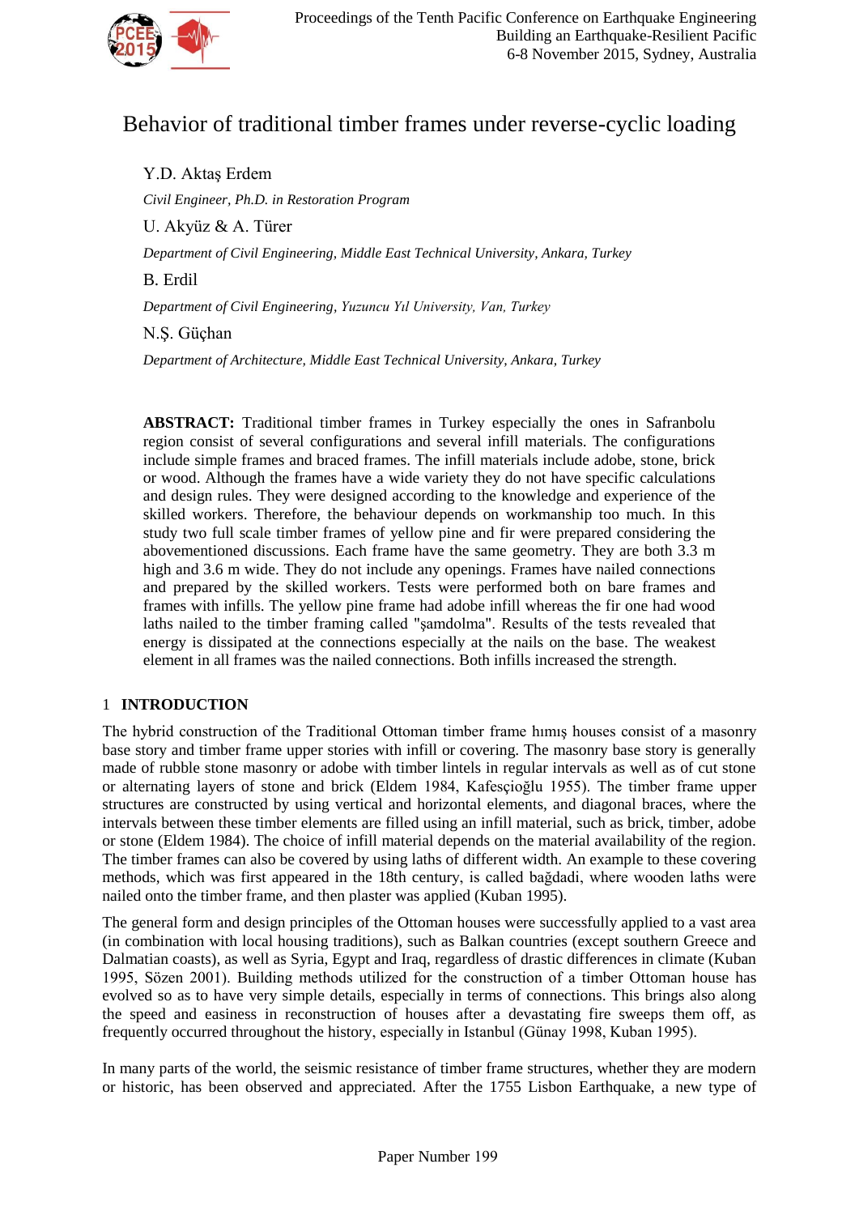# Behavior of traditional timber frames under reverse-cyclic loading

Y.D. Aktaş Erdem

*Civil Engineer, Ph.D. in Restoration Program*

U. Akyüz & A. Türer

*Department of Civil Engineering, Middle East Technical University, Ankara, Turkey*

B. Erdil

*Department of Civil Engineering, Yuzuncu Yıl University, Van, Turkey*

N.Ş. Güçhan

*Department of Architecture, Middle East Technical University, Ankara, Turkey*

**ABSTRACT:** Traditional timber frames in Turkey especially the ones in Safranbolu region consist of several configurations and several infill materials. The configurations include simple frames and braced frames. The infill materials include adobe, stone, brick or wood. Although the frames have a wide variety they do not have specific calculations and design rules. They were designed according to the knowledge and experience of the skilled workers. Therefore, the behaviour depends on workmanship too much. In this study two full scale timber frames of yellow pine and fir were prepared considering the abovementioned discussions. Each frame have the same geometry. They are both 3.3 m high and 3.6 m wide. They do not include any openings. Frames have nailed connections and prepared by the skilled workers. Tests were performed both on bare frames and frames with infills. The yellow pine frame had adobe infill whereas the fir one had wood laths nailed to the timber framing called "şamdolma". Results of the tests revealed that energy is dissipated at the connections especially at the nails on the base. The weakest element in all frames was the nailed connections. Both infills increased the strength.

## 1 INTRODUCTION

The hybrid construction of the Traditional Ottoman timber frame hımış houses consist of a masonry base story and timber frame upper stories with infill or covering. The masonry base story is generally made of rubble stone masonry or adobe with timber lintels in regular intervals as well as of cut stone or alternating layers of stone and brick (Eldem 1984, Kafesçioğlu 1955). The timber frame upper structures are constructed by using vertical and horizontal elements, and diagonal braces, where the intervals between these timber elements are filled using an infill material, such as brick, timber, adobe or stone (Eldem 1984). The choice of infill material depends on the material availability of the region. The timber frames can also be covered by using laths of different width. An example to these covering methods, which was first appeared in the 18th century, is called bağdadi, where wooden laths were nailed onto the timber frame, and then plaster was applied (Kuban 1995).

The general form and design principles of the Ottoman houses were successfully applied to a vast area (in combination with local housing traditions), such as Balkan countries (except southern Greece and Dalmatian coasts), as well as Syria, Egypt and Iraq, regardless of drastic differences in climate (Kuban 1995, Sözen 2001). Building methods utilized for the construction of a timber Ottoman house has evolved so as to have very simple details, especially in terms of connections. This brings also along the speed and easiness in reconstruction of houses after a devastating fire sweeps them off, as frequently occurred throughout the history, especially in Istanbul (Günay 1998, Kuban 1995).

In many parts of the world, the seismic resistance of timber frame structures, whether they are modern or historic, has been observed and appreciated. After the 1755 Lisbon Earthquake, a new type of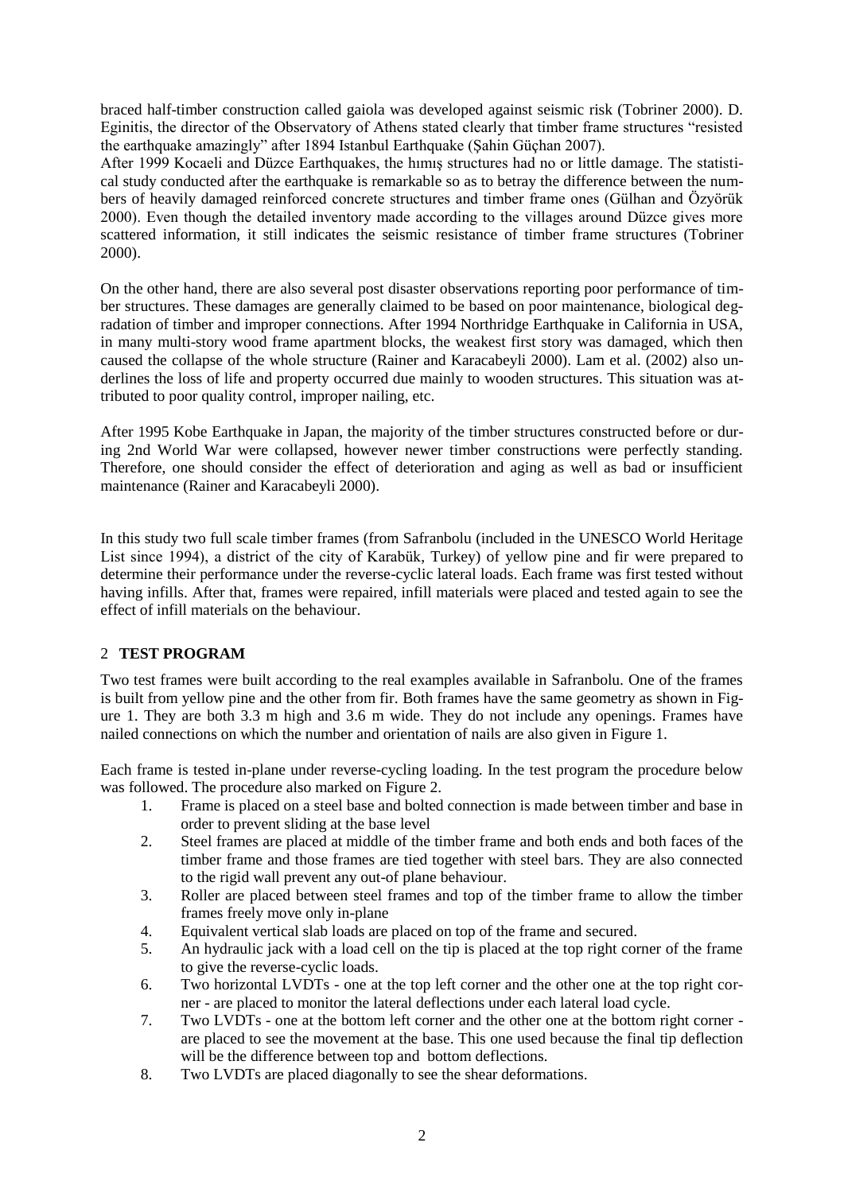braced half-timber construction called gaiola was developed against seismic risk (Tobriner 2000). D. Eginitis, the director of the Observatory of Athens stated clearly that timber frame structures "resisted the earthquake amazingly" after 1894 Istanbul Earthquake (Şahin Güçhan 2007).

After 1999 Kocaeli and Düzce Earthquakes, the hımış structures had no or little damage. The statistical study conducted after the earthquake is remarkable so as to betray the difference between the numbers of heavily damaged reinforced concrete structures and timber frame ones (Gülhan and Özyörük 2000). Even though the detailed inventory made according to the villages around Düzce gives more scattered information, it still indicates the seismic resistance of timber frame structures (Tobriner 2000).

On the other hand, there are also several post disaster observations reporting poor performance of timber structures. These damages are generally claimed to be based on poor maintenance, biological degradation of timber and improper connections. After 1994 Northridge Earthquake in California in USA, in many multi-story wood frame apartment blocks, the weakest first story was damaged, which then caused the collapse of the whole structure (Rainer and Karacabeyli 2000). Lam et al. (2002) also underlines the loss of life and property occurred due mainly to wooden structures. This situation was attributed to poor quality control, improper nailing, etc.

After 1995 Kobe Earthquake in Japan, the majority of the timber structures constructed before or during 2nd World War were collapsed, however newer timber constructions were perfectly standing. Therefore, one should consider the effect of deterioration and aging as well as bad or insufficient maintenance (Rainer and Karacabeyli 2000).

In this study two full scale timber frames (from Safranbolu (included in the UNESCO World Heritage List since 1994), a district of the city of Karabük, Turkey) of yellow pine and fir were prepared to determine their performance under the reverse-cyclic lateral loads. Each frame was first tested without having infills. After that, frames were repaired, infill materials were placed and tested again to see the effect of infill materials on the behaviour.

## 2 TEST PROGRAM

Two test frames were built according to the real examples available in Safranbolu. One of the frames is built from yellow pine and the other from fir. Both frames have the same geometry as shown in Figure 1. They are both 3.3 m high and 3.6 m wide. They do not include any openings. Frames have nailed connections on which the number and orientation of nails are also given in Figure 1.

Each frame is tested in-plane under reverse-cycling loading. In the test program the procedure below was followed. The procedure also marked on Figure 2.

1. Frame is placed on a steel base and bolted connection is made between timber and base in order to prevent sliding at the base level
2. Steel frames are placed at middle of the timber frame and both ends and both faces of the timber frame and those frames are tied together with steel bars. They are also connected to the rigid wall prevent any out-of plane behaviour.
3. Roller are placed between steel frames and top of the timber frame to allow the timber frames freely move only in-plane
4. Equivalent vertical slab loads are placed on top of the frame and secured.
5. An hydraulic jack with a load cell on the tip is placed at the top right corner of the frame to give the reverse-cyclic loads.
6. Two horizontal LVDTs - one at the top left corner and the other one at the top right corner - are placed to monitor the lateral deflections under each lateral load cycle.
7. Two LVDTs - one at the bottom left corner and the other one at the bottom right corner - are placed to see the movement at the base. This one used because the final tip deflection will be the difference between top and bottom deflections.
8. Two LVDTs are placed diagonally to see the shear deformations.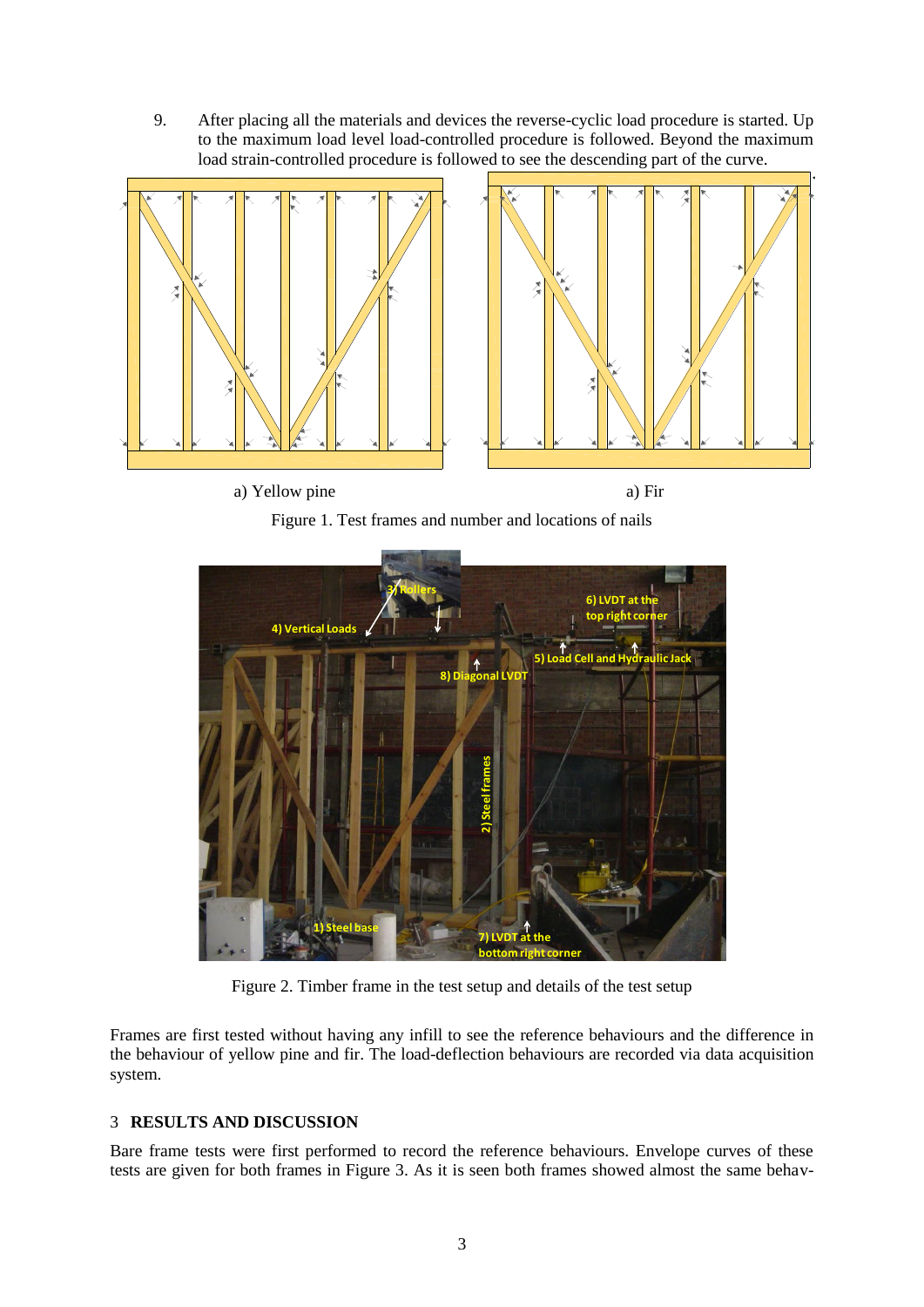9. After placing all the materials and devices the reverse-cyclic load procedure is started. Up to the maximum load level load-controlled procedure is followed. Beyond the maximum load strain-controlled procedure is followed to see the descending part of the curve.

a) Yellow pine  a) Fir

Figure 1. Test frames and number and locations of nails

Figure 2. Timber frame in the test setup and details of the test setup

Frames are first tested without having any infill to see the reference behaviours and the difference in the behaviour of yellow pine and fir. The load-deflection behaviours are recorded via data acquisition system.

## 3 RESULTS AND DISCUSSION

Bare frame tests were first performed to record the reference behaviours. Envelope curves of these tests are given for both frames in Figure 3. As it is seen both frames showed almost the same behav-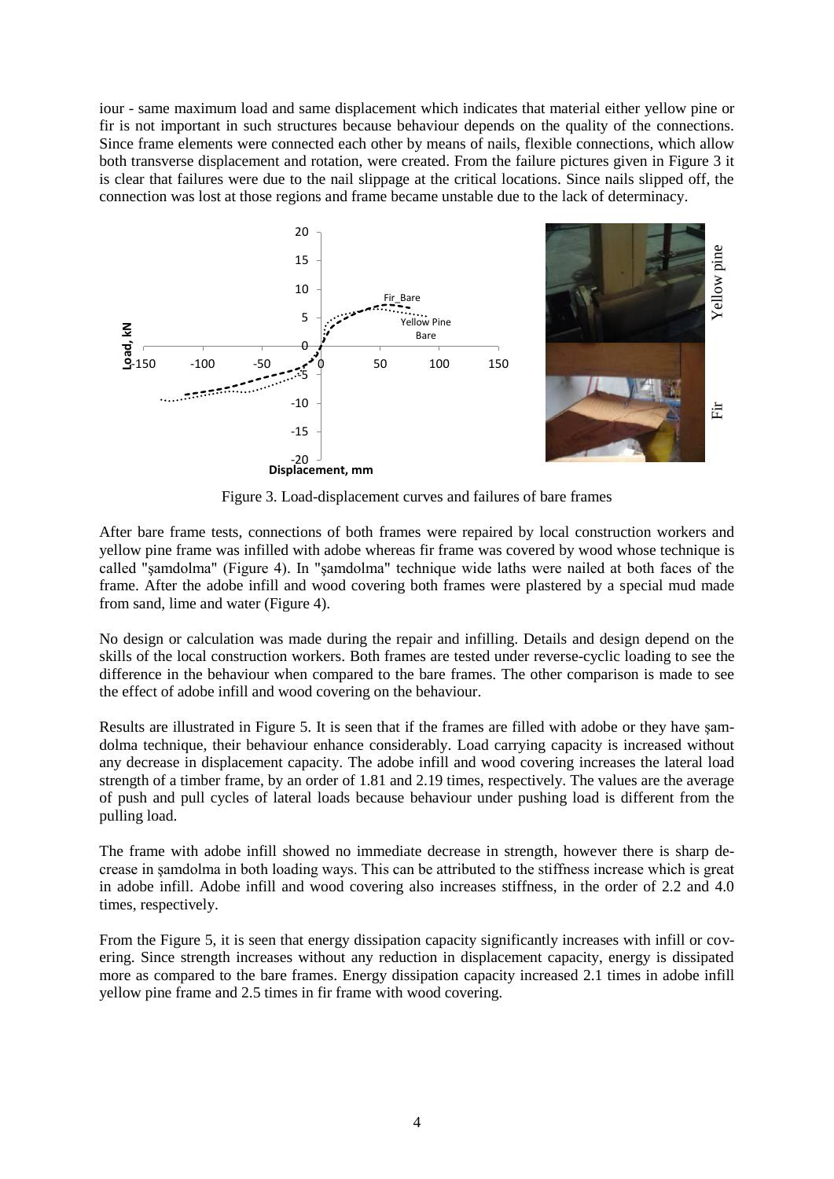iour - same maximum load and same displacement which indicates that material either yellow pine or fir is not important in such structures because behaviour depends on the quality of the connections. Since frame elements were connected each other by means of nails, flexible connections, which allow both transverse displacement and rotation, were created. From the failure pictures given in Figure 3 it is clear that failures were due to the nail slippage at the critical locations. Since nails slipped off, the connection was lost at those regions and frame became unstable due to the lack of determinacy.

Figure 3. Load-displacement curves and failures of bare frames

After bare frame tests, connections of both frames were repaired by local construction workers and yellow pine frame was infilled with adobe whereas fir frame was covered by wood whose technique is called "şamdolma" (Figure 4). In "şamdolma" technique wide laths were nailed at both faces of the frame. After the adobe infill and wood covering both frames were plastered by a special mud made from sand, lime and water (Figure 4).

No design or calculation was made during the repair and infilling. Details and design depend on the skills of the local construction workers. Both frames are tested under reverse-cyclic loading to see the difference in the behaviour when compared to the bare frames. The other comparison is made to see the effect of adobe infill and wood covering on the behaviour.

Results are illustrated in Figure 5. It is seen that if the frames are filled with adobe or they have şamdolma technique, their behaviour enhance considerably. Load carrying capacity is increased without any decrease in displacement capacity. The adobe infill and wood covering increases the lateral load strength of a timber frame, by an order of 1.81 and 2.19 times, respectively. The values are the average of push and pull cycles of lateral loads because behaviour under pushing load is different from the pulling load.

The frame with adobe infill showed no immediate decrease in strength, however there is sharp decrease in şamdolma in both loading ways. This can be attributed to the stiffness increase which is great in adobe infill. Adobe infill and wood covering also increases stiffness, in the order of 2.2 and 4.0 times, respectively.

From the Figure 5, it is seen that energy dissipation capacity significantly increases with infill or covering. Since strength increases without any reduction in displacement capacity, energy is dissipated more as compared to the bare frames. Energy dissipation capacity increased 2.1 times in adobe infill yellow pine frame and 2.5 times in fir frame with wood covering.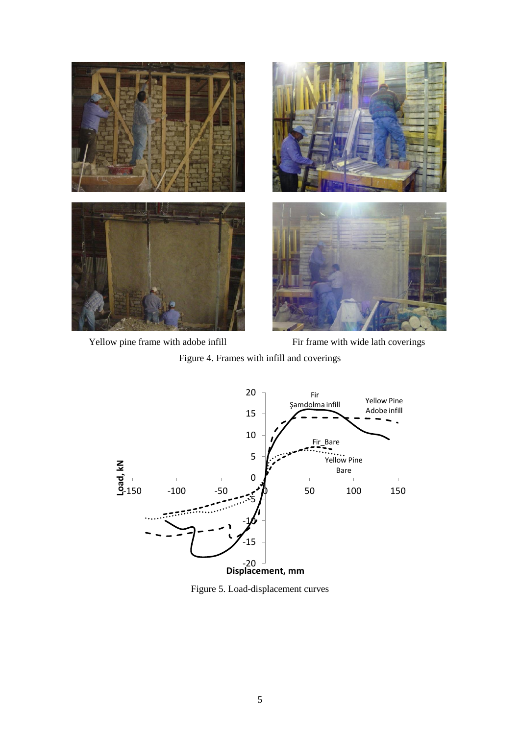Yellow pine frame with adobe infill

Fir frame with wide lath coverings

Figure 4. Frames with infill and coverings

Figure 5. Load-displacement curves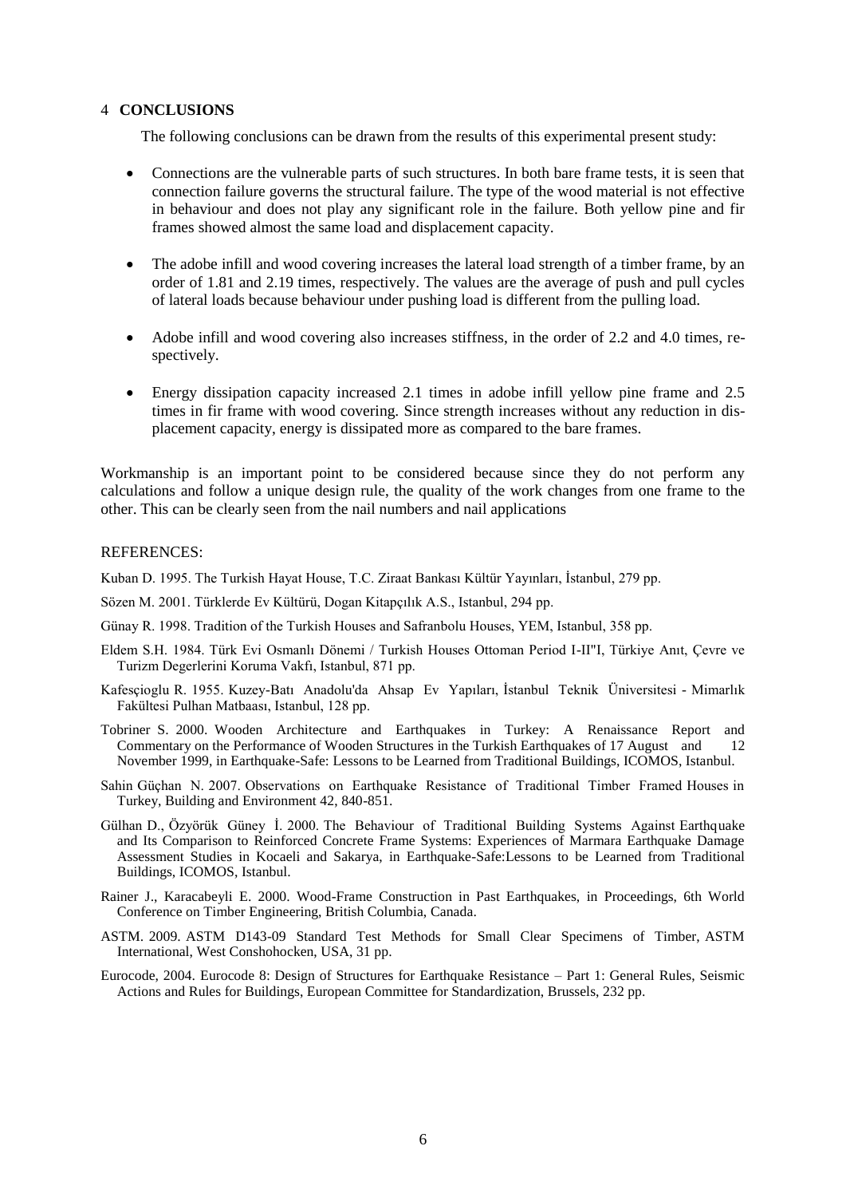## 4 CONCLUSIONS

The following conclusions can be drawn from the results of this experimental present study:

- Connections are the vulnerable parts of such structures. In both bare frame tests, it is seen that connection failure governs the structural failure. The type of the wood material is not effective in behaviour and does not play any significant role in the failure. Both yellow pine and fir frames showed almost the same load and displacement capacity.

- The adobe infill and wood covering increases the lateral load strength of a timber frame, by an order of 1.81 and 2.19 times, respectively. The values are the average of push and pull cycles of lateral loads because behaviour under pushing load is different from the pulling load.

- Adobe infill and wood covering also increases stiffness, in the order of 2.2 and 4.0 times, respectively.

- Energy dissipation capacity increased 2.1 times in adobe infill yellow pine frame and 2.5 times in fir frame with wood covering. Since strength increases without any reduction in displacement capacity, energy is dissipated more as compared to the bare frames.

Workmanship is an important point to be considered because since they do not perform any calculations and follow a unique design rule, the quality of the work changes from one frame to the other. This can be clearly seen from the nail numbers and nail applications

REFERENCES:

Kuban D. 1995. The Turkish Hayat House, T.C. Ziraat Bankası Kültür Yayınları, İstanbul, 279 pp.

Sözen M. 2001. Türklerde Ev Kültürü, Dogan Kitapçılık A.S., Istanbul, 294 pp.

Günay R. 1998. Tradition of the Turkish Houses and Safranbolu Houses, YEM, Istanbul, 358 pp.

Eldem S.H. 1984. Türk Evi Osmanlı Dönemi / Turkish Houses Ottoman Period I-II"I, Türkiye Anıt, Çevre ve Turizm Degerlerini Koruma Vakfı, Istanbul, 871 pp.

Kafesçioglu R. 1955. Kuzey-Batı Anadolu'da Ahsap Ev Yapıları, İstanbul Teknik Üniversitesi - Mimarlık Fakültesi Pulhan Matbaası, Istanbul, 128 pp.

Tobriner S. 2000. Wooden Architecture and Earthquakes in Turkey: A Renaissance Report and Commentary on the Performance of Wooden Structures in the Turkish Earthquakes of 17 August and 12 November 1999, in Earthquake-Safe: Lessons to be Learned from Traditional Buildings, ICOMOS, Istanbul.

Sahin Güçhan N. 2007. Observations on Earthquake Resistance of Traditional Timber Framed Houses in Turkey, Building and Environment 42, 840-851.

Gülhan D., Özyörük Güney İ. 2000. The Behaviour of Traditional Building Systems Against Earthquake and Its Comparison to Reinforced Concrete Frame Systems: Experiences of Marmara Earthquake Damage Assessment Studies in Kocaeli and Sakarya, in Earthquake-Safe:Lessons to be Learned from Traditional Buildings, ICOMOS, Istanbul.

Rainer J., Karacabeyli E. 2000. Wood-Frame Construction in Past Earthquakes, in Proceedings, 6th World Conference on Timber Engineering, British Columbia, Canada.

ASTM. 2009. ASTM D143-09 Standard Test Methods for Small Clear Specimens of Timber, ASTM International, West Conshohocken, USA, 31 pp.

Eurocode, 2004. Eurocode 8: Design of Structures for Earthquake Resistance – Part 1: General Rules, Seismic Actions and Rules for Buildings, European Committee for Standardization, Brussels, 232 pp.